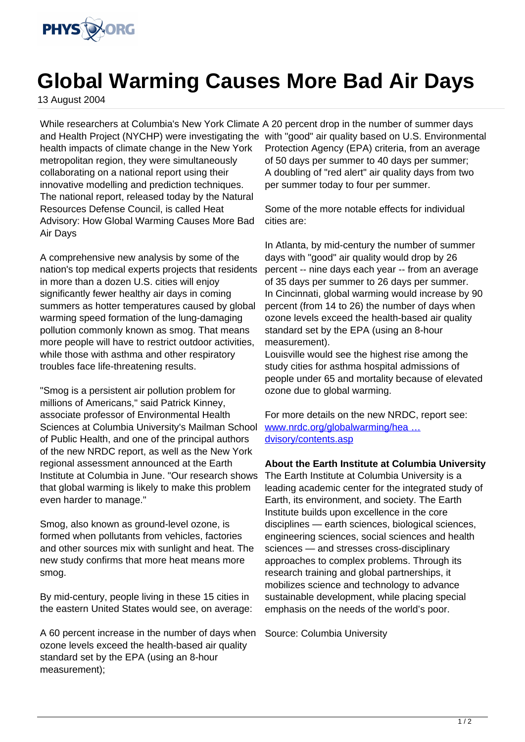# Global Warming Causes More Bad Air Days

13 August 2004

While researchers at Columbia's New York Climate and Health Project (NYCHP) were investigating the health impacts of climate change in the New York metropolitan region, they were simultaneously collaborating on a national report using their innovative modelling and prediction techniques. The national report, released today by the Natural Resources Defense Council, is called Heat Advisory: How Global Warming Causes More Bad Air Days

A comprehensive new analysis by some of the nation's top medical experts projects that residents in more than a dozen U.S. cities will enjoy significantly fewer healthy air days in coming summers as hotter temperatures caused by global warming speed formation of the lung-damaging pollution commonly known as smog. That means more people will have to restrict outdoor activities, while those with asthma and other respiratory troubles face life-threatening results.

"Smog is a persistent air pollution problem for millions of Americans," said Patrick Kinney, associate professor of Environmental Health Sciences at Columbia University's Mailman School of Public Health, and one of the principal authors of the new NRDC report, as well as the New York regional assessment announced at the Earth Institute at Columbia in June. "Our research shows that global warming is likely to make this problem even harder to manage."

Smog, also known as ground-level ozone, is formed when pollutants from vehicles, factories and other sources mix with sunlight and heat. The new study confirms that more heat means more smog.

By mid-century, people living in these 15 cities in the eastern United States would see, on average:

A 60 percent increase in the number of days when ozone levels exceed the health-based air quality standard set by the EPA (using an 8-hour measurement);

A 20 percent drop in the number of summer days with "good" air quality based on U.S. Environmental Protection Agency (EPA) criteria, from an average of 50 days per summer to 40 days per summer;
A doubling of "red alert" air quality days from two per summer today to four per summer.

Some of the more notable effects for individual cities are:

In Atlanta, by mid-century the number of summer days with "good" air quality would drop by 26 percent -- nine days each year -- from an average of 35 days per summer to 26 days per summer.
In Cincinnati, global warming would increase by 90 percent (from 14 to 26) the number of days when ozone levels exceed the health-based air quality standard set by the EPA (using an 8-hour measurement).
Louisville would see the highest rise among the study cities for asthma hospital admissions of people under 65 and mortality because of elevated ozone due to global warming.

For more details on the new NRDC, report see: www.nrdc.org/globalwarming/hea ... dvisory/contents.asp

**About the Earth Institute at Columbia University**
The Earth Institute at Columbia University is a leading academic center for the integrated study of Earth, its environment, and society. The Earth Institute builds upon excellence in the core disciplines — earth sciences, biological sciences, engineering sciences, social sciences and health sciences — and stresses cross-disciplinary approaches to complex problems. Through its research training and global partnerships, it mobilizes science and technology to advance sustainable development, while placing special emphasis on the needs of the world's poor.

Source: Columbia University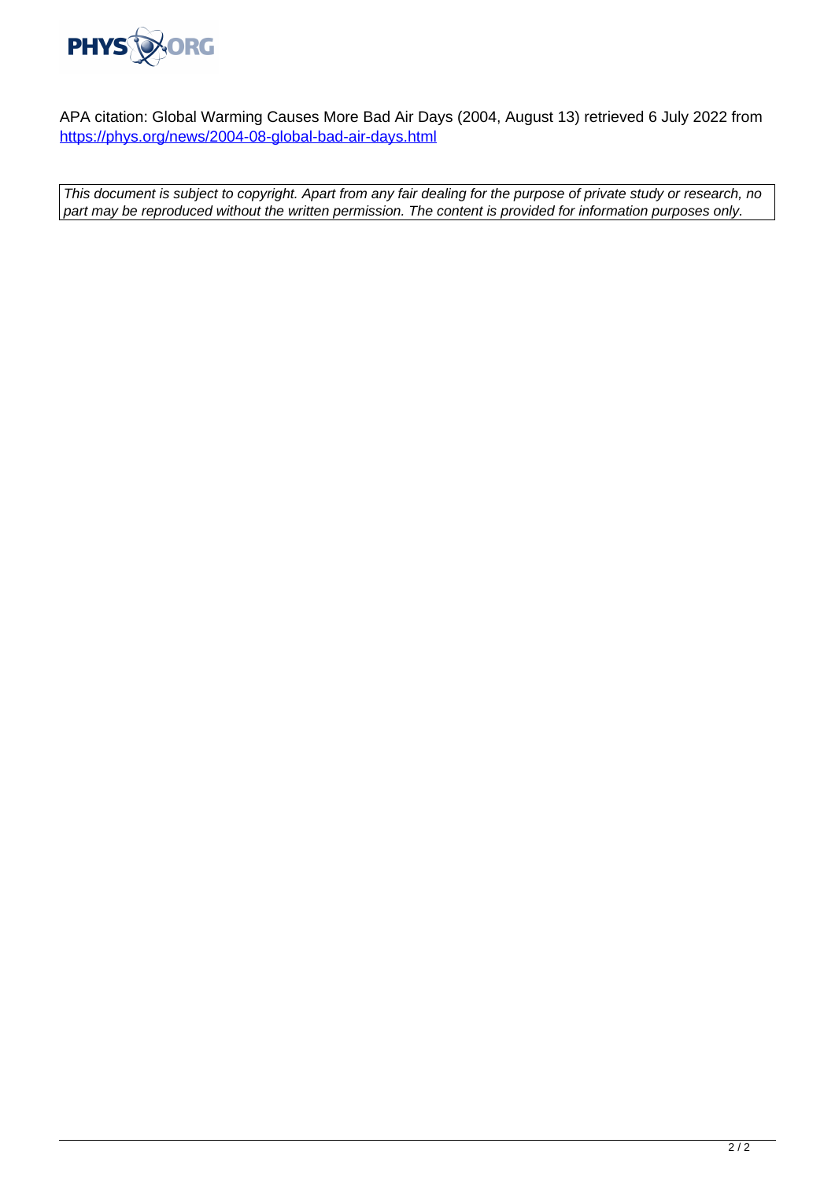APA citation: Global Warming Causes More Bad Air Days (2004, August 13) retrieved 6 July 2022 from https://phys.org/news/2004-08-global-bad-air-days.html

*This document is subject to copyright. Apart from any fair dealing for the purpose of private study or research, no part may be reproduced without the written permission. The content is provided for information purposes only.*